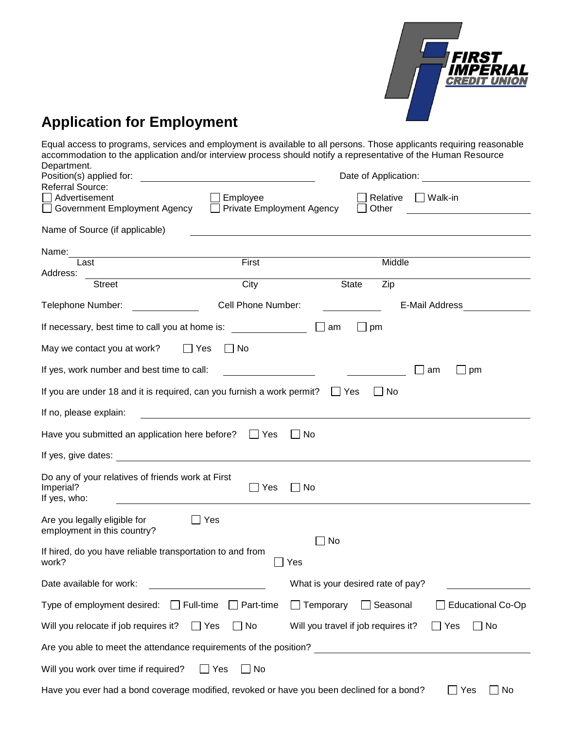FIRST IMPERIAL CREDIT UNION

# Application for Employment

Equal access to programs, services and employment is available to all persons. Those applicants requiring reasonable accommodation to the application and/or interview process should notify a representative of the Human Resource Department.

Position(s) applied for: ______________________ Date of Application: ______________

Referral Source:

☐ Advertisement ☐ Employee ☐ Relative ☐ Walk-in
☐ Government Employment Agency ☐ Private Employment Agency ☐ Other ______________

Name of Source (if applicable) ______________________________

Name: ______________________________
Last First Middle

Address: ______________________________
Street City State Zip

Telephone Number: ____________ Cell Phone Number: ____________ E-Mail Address ____________

If necessary, best time to call you at home is: ____________ ☐ am ☐ pm

May we contact you at work? ☐ Yes ☐ No

If yes, work number and best time to call: ____________ ____________ ☐ am ☐ pm

If you are under 18 and it is required, can you furnish a work permit? ☐ Yes ☐ No

If no, please explain: ______________________________

Have you submitted an application here before? ☐ Yes ☐ No

If yes, give dates: ______________________________

Do any of your relatives of friends work at First Imperial? ☐ Yes ☐ No
If yes, who: ______________________________

Are you legally eligible for employment in this country? ☐ Yes ☐ No

If hired, do you have reliable transportation to and from work? ☐ Yes

Date available for work: ____________ What is your desired rate of pay? ____________

Type of employment desired: ☐ Full-time ☐ Part-time ☐ Temporary ☐ Seasonal ☐ Educational Co-Op

Will you relocate if job requires it? ☐ Yes ☐ No Will you travel if job requires it? ☐ Yes ☐ No

Are you able to meet the attendance requirements of the position? ______________________________

Will you work over time if required? ☐ Yes ☐ No

Have you ever had a bond coverage modified, revoked or have you been declined for a bond? ☐ Yes ☐ No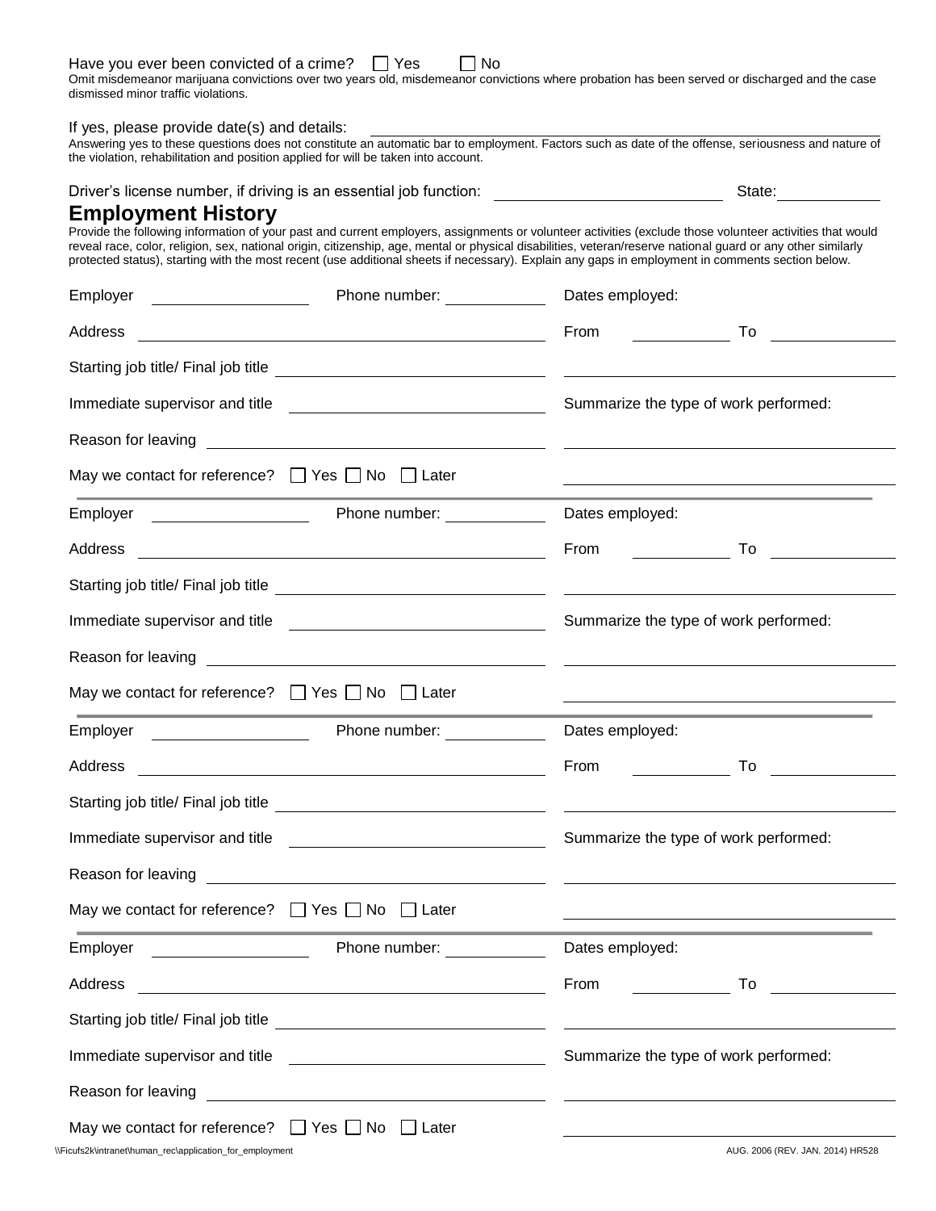Have you ever been convicted of a crime? ☐ Yes ☐ No

Omit misdemeanor marijuana convictions over two years old, misdemeanor convictions where probation has been served or discharged and the case dismissed minor traffic violations.

If yes, please provide date(s) and details: ______________________________

Answering yes to these questions does not constitute an automatic bar to employment. Factors such as date of the offense, seriousness and nature of the violation, rehabilitation and position applied for will be taken into account.

Driver's license number, if driving is an essential job function: ____________________ State: __________

## Employment History

Provide the following information of your past and current employers, assignments or volunteer activities (exclude those volunteer activities that would reveal race, color, religion, sex, national origin, citizenship, age, mental or physical disabilities, veteran/reserve national guard or any other similarly protected status), starting with the most recent (use additional sheets if necessary). Explain any gaps in employment in comments section below.

Employer ______________ Phone number: __________ Dates employed:

Address ______________________________ From __________ To __________

Starting job title/ Final job title ______________________________

Immediate supervisor and title ______________________________ Summarize the type of work performed:

Reason for leaving ______________________________

May we contact for reference? ☐ Yes ☐ No ☐ Later

---

Employer ______________ Phone number: __________ Dates employed:

Address ______________________________ From __________ To __________

Starting job title/ Final job title ______________________________

Immediate supervisor and title ______________________________ Summarize the type of work performed:

Reason for leaving ______________________________

May we contact for reference? ☐ Yes ☐ No ☐ Later

---

Employer ______________ Phone number: __________ Dates employed:

Address ______________________________ From __________ To __________

Starting job title/ Final job title ______________________________

Immediate supervisor and title ______________________________ Summarize the type of work performed:

Reason for leaving ______________________________

May we contact for reference? ☐ Yes ☐ No ☐ Later

---

Employer ______________ Phone number: __________ Dates employed:

Address ______________________________ From __________ To __________

Starting job title/ Final job title ______________________________

Immediate supervisor and title ______________________________ Summarize the type of work performed:

Reason for leaving ______________________________

May we contact for reference? ☐ Yes ☐ No ☐ Later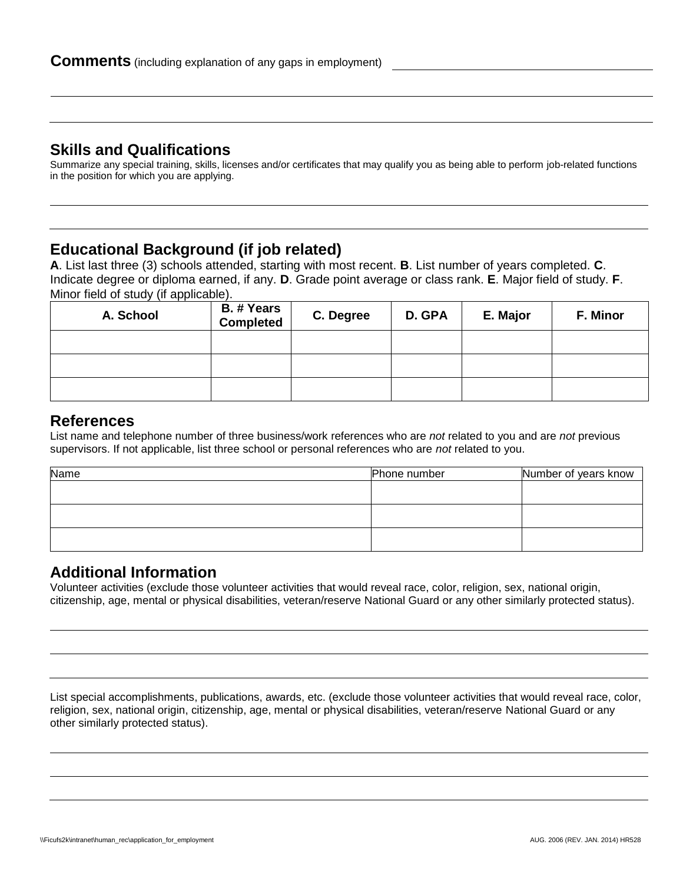**Comments** (including explanation of any gaps in employment) ______________________________

______________________________________________________________________________

______________________________________________________________________________

## Skills and Qualifications

Summarize any special training, skills, licenses and/or certificates that may qualify you as being able to perform job-related functions in the position for which you are applying.

______________________________________________________________________________

______________________________________________________________________________

## Educational Background (if job related)

**A**. List last three (3) schools attended, starting with most recent. **B**. List number of years completed. **C**. Indicate degree or diploma earned, if any. **D**. Grade point average or class rank. **E**. Major field of study. **F**. Minor field of study (if applicable).

| A. School | B. # Years Completed | C. Degree | D. GPA | E. Major | F. Minor |
|---|---|---|---|---|---|
| | | | | | |
| | | | | | |
| | | | | | |

## References

List name and telephone number of three business/work references who are *not* related to you and are *not* previous supervisors. If not applicable, list three school or personal references who are *not* related to you.

| Name | Phone number | Number of years know |
|---|---|---|
| | | |
| | | |
| | | |

## Additional Information

Volunteer activities (exclude those volunteer activities that would reveal race, color, religion, sex, national origin, citizenship, age, mental or physical disabilities, veteran/reserve National Guard or any other similarly protected status).

______________________________________________________________________________

______________________________________________________________________________

______________________________________________________________________________

List special accomplishments, publications, awards, etc. (exclude those volunteer activities that would reveal race, color, religion, sex, national origin, citizenship, age, mental or physical disabilities, veteran/reserve National Guard or any other similarly protected status).

______________________________________________________________________________

______________________________________________________________________________

______________________________________________________________________________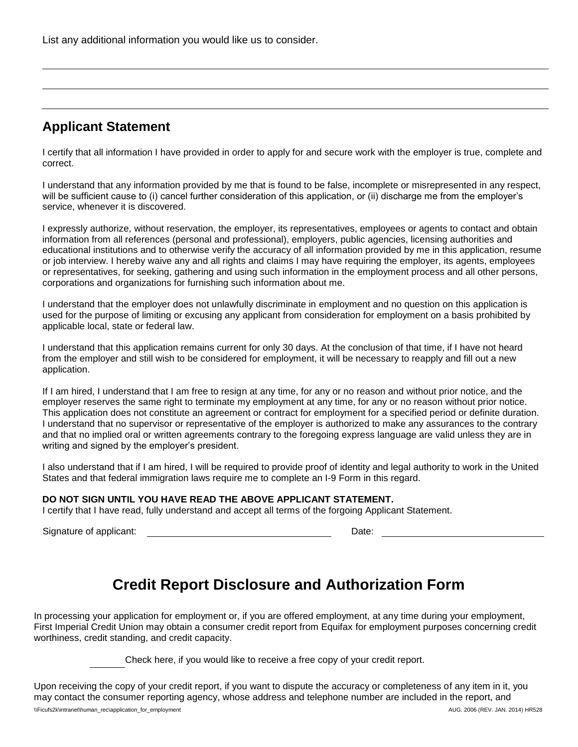List any additional information you would like us to consider.

## Applicant Statement

I certify that all information I have provided in order to apply for and secure work with the employer is true, complete and correct.

I understand that any information provided by me that is found to be false, incomplete or misrepresented in any respect, will be sufficient cause to (i) cancel further consideration of this application, or (ii) discharge me from the employer's service, whenever it is discovered.

I expressly authorize, without reservation, the employer, its representatives, employees or agents to contact and obtain information from all references (personal and professional), employers, public agencies, licensing authorities and educational institutions and to otherwise verify the accuracy of all information provided by me in this application, resume or job interview. I hereby waive any and all rights and claims I may have requiring the employer, its agents, employees or representatives, for seeking, gathering and using such information in the employment process and all other persons, corporations and organizations for furnishing such information about me.

I understand that the employer does not unlawfully discriminate in employment and no question on this application is used for the purpose of limiting or excusing any applicant from consideration for employment on a basis prohibited by applicable local, state or federal law.

I understand that this application remains current for only 30 days. At the conclusion of that time, if I have not heard from the employer and still wish to be considered for employment, it will be necessary to reapply and fill out a new application.

If I am hired, I understand that I am free to resign at any time, for any or no reason and without prior notice, and the employer reserves the same right to terminate my employment at any time, for any or no reason without prior notice. This application does not constitute an agreement or contract for employment for a specified period or definite duration. I understand that no supervisor or representative of the employer is authorized to make any assurances to the contrary and that no implied oral or written agreements contrary to the foregoing express language are valid unless they are in writing and signed by the employer's president.

I also understand that if I am hired, I will be required to provide proof of identity and legal authority to work in the United States and that federal immigration laws require me to complete an I-9 Form in this regard.

**DO NOT SIGN UNTIL YOU HAVE READ THE ABOVE APPLICANT STATEMENT.**
I certify that I have read, fully understand and accept all terms of the forgoing Applicant Statement.

Signature of applicant: ______________________ Date: ______________________

# Credit Report Disclosure and Authorization Form

In processing your application for employment or, if you are offered employment, at any time during your employment, First Imperial Credit Union may obtain a consumer credit report from Equifax for employment purposes concerning credit worthiness, credit standing, and credit capacity.

______ Check here, if you would like to receive a free copy of your credit report.

Upon receiving the copy of your credit report, if you want to dispute the accuracy or completeness of any item in it, you may contact the consumer reporting agency, whose address and telephone number are included in the report, and

\\Ficufs2k\intranet\human_rec\application_for_employment AUG. 2006 (REV. JAN. 2014) HR528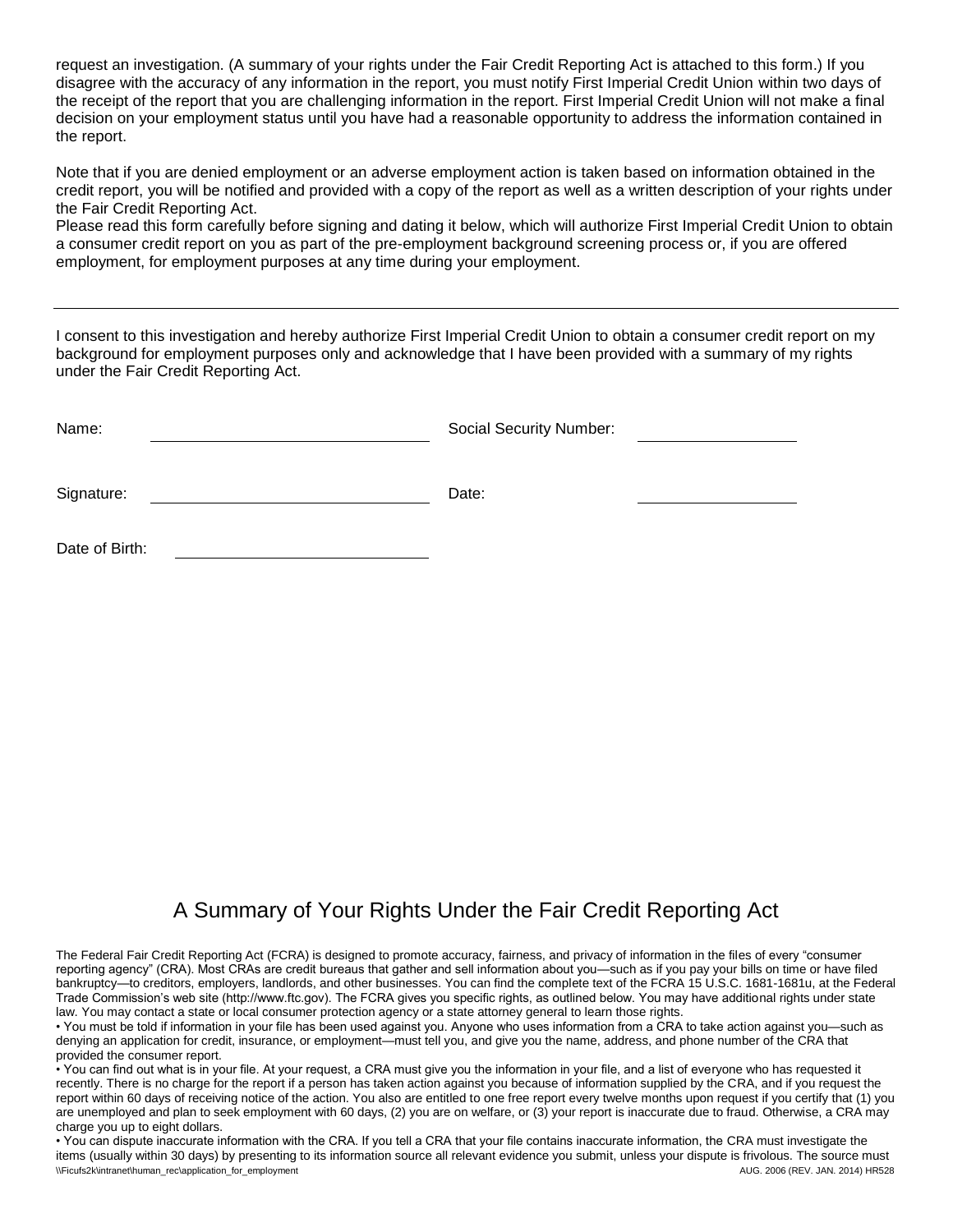request an investigation. (A summary of your rights under the Fair Credit Reporting Act is attached to this form.) If you disagree with the accuracy of any information in the report, you must notify First Imperial Credit Union within two days of the receipt of the report that you are challenging information in the report. First Imperial Credit Union will not make a final decision on your employment status until you have had a reasonable opportunity to address the information contained in the report.

Note that if you are denied employment or an adverse employment action is taken based on information obtained in the credit report, you will be notified and provided with a copy of the report as well as a written description of your rights under the Fair Credit Reporting Act.
Please read this form carefully before signing and dating it below, which will authorize First Imperial Credit Union to obtain a consumer credit report on you as part of the pre-employment background screening process or, if you are offered employment, for employment purposes at any time during your employment.

---

I consent to this investigation and hereby authorize First Imperial Credit Union to obtain a consumer credit report on my background for employment purposes only and acknowledge that I have been provided with a summary of my rights under the Fair Credit Reporting Act.

Name: ______________________________ Social Security Number: ____________________

Signature: ______________________________ Date: ____________________

Date of Birth: ______________________________

## A Summary of Your Rights Under the Fair Credit Reporting Act

The Federal Fair Credit Reporting Act (FCRA) is designed to promote accuracy, fairness, and privacy of information in the files of every "consumer reporting agency" (CRA). Most CRAs are credit bureaus that gather and sell information about you—such as if you pay your bills on time or have filed bankruptcy—to creditors, employers, landlords, and other businesses. You can find the complete text of the FCRA 15 U.S.C. 1681-1681u, at the Federal Trade Commission's web site (http://www.ftc.gov). The FCRA gives you specific rights, as outlined below. You may have additional rights under state law. You may contact a state or local consumer protection agency or a state attorney general to learn those rights.

- You must be told if information in your file has been used against you. Anyone who uses information from a CRA to take action against you—such as denying an application for credit, insurance, or employment—must tell you, and give you the name, address, and phone number of the CRA that provided the consumer report.
- You can find out what is in your file. At your request, a CRA must give you the information in your file, and a list of everyone who has requested it recently. There is no charge for the report if a person has taken action against you because of information supplied by the CRA, and if you request the report within 60 days of receiving notice of the action. You also are entitled to one free report every twelve months upon request if you certify that (1) you are unemployed and plan to seek employment with 60 days, (2) you are on welfare, or (3) your report is inaccurate due to fraud. Otherwise, a CRA may charge you up to eight dollars.
- You can dispute inaccurate information with the CRA. If you tell a CRA that your file contains inaccurate information, the CRA must investigate the items (usually within 30 days) by presenting to its information source all relevant evidence you submit, unless your dispute is frivolous. The source must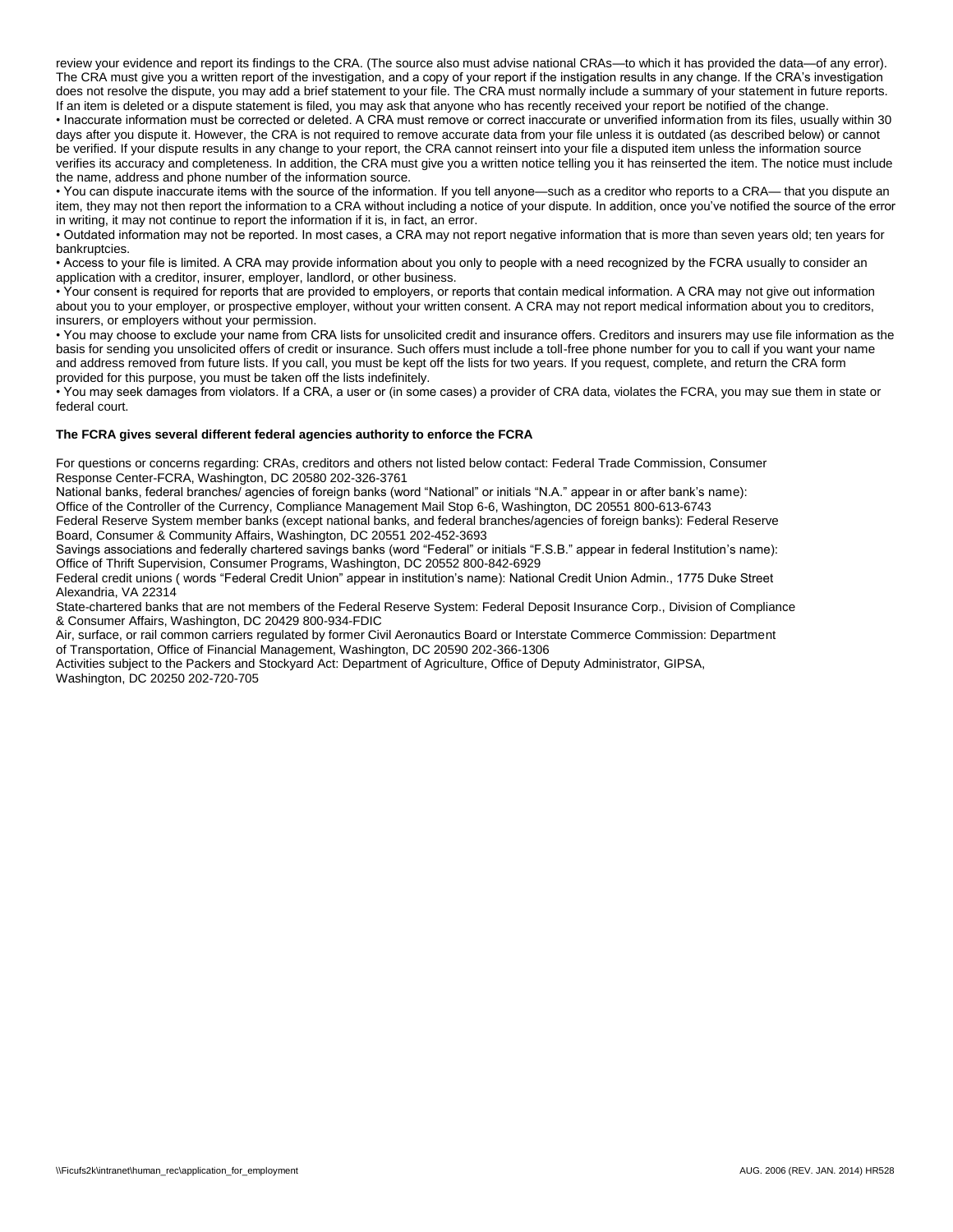review your evidence and report its findings to the CRA. (The source also must advise national CRAs—to which it has provided the data—of any error). The CRA must give you a written report of the investigation, and a copy of your report if the instigation results in any change. If the CRA's investigation does not resolve the dispute, you may add a brief statement to your file. The CRA must normally include a summary of your statement in future reports. If an item is deleted or a dispute statement is filed, you may ask that anyone who has recently received your report be notified of the change.

• Inaccurate information must be corrected or deleted. A CRA must remove or correct inaccurate or unverified information from its files, usually within 30 days after you dispute it. However, the CRA is not required to remove accurate data from your file unless it is outdated (as described below) or cannot be verified. If your dispute results in any change to your report, the CRA cannot reinsert into your file a disputed item unless the information source verifies its accuracy and completeness. In addition, the CRA must give you a written notice telling you it has reinserted the item. The notice must include the name, address and phone number of the information source.

• You can dispute inaccurate items with the source of the information. If you tell anyone—such as a creditor who reports to a CRA— that you dispute an item, they may not then report the information to a CRA without including a notice of your dispute. In addition, once you've notified the source of the error in writing, it may not continue to report the information if it is, in fact, an error.

• Outdated information may not be reported. In most cases, a CRA may not report negative information that is more than seven years old; ten years for bankruptcies.

• Access to your file is limited. A CRA may provide information about you only to people with a need recognized by the FCRA usually to consider an application with a creditor, insurer, employer, landlord, or other business.

• Your consent is required for reports that are provided to employers, or reports that contain medical information. A CRA may not give out information about you to your employer, or prospective employer, without your written consent. A CRA may not report medical information about you to creditors, insurers, or employers without your permission.

• You may choose to exclude your name from CRA lists for unsolicited credit and insurance offers. Creditors and insurers may use file information as the basis for sending you unsolicited offers of credit or insurance. Such offers must include a toll-free phone number for you to call if you want your name and address removed from future lists. If you call, you must be kept off the lists for two years. If you request, complete, and return the CRA form provided for this purpose, you must be taken off the lists indefinitely.

• You may seek damages from violators. If a CRA, a user or (in some cases) a provider of CRA data, violates the FCRA, you may sue them in state or federal court.

**The FCRA gives several different federal agencies authority to enforce the FCRA**

For questions or concerns regarding: CRAs, creditors and others not listed below contact: Federal Trade Commission, Consumer Response Center-FCRA, Washington, DC 20580 202-326-3761

National banks, federal branches/ agencies of foreign banks (word "National" or initials "N.A." appear in or after bank's name): Office of the Controller of the Currency, Compliance Management Mail Stop 6-6, Washington, DC 20551 800-613-6743

Federal Reserve System member banks (except national banks, and federal branches/agencies of foreign banks): Federal Reserve Board, Consumer & Community Affairs, Washington, DC 20551 202-452-3693

Savings associations and federally chartered savings banks (word "Federal" or initials "F.S.B." appear in federal Institution's name): Office of Thrift Supervision, Consumer Programs, Washington, DC 20552 800-842-6929

Federal credit unions ( words "Federal Credit Union" appear in institution's name): National Credit Union Admin., 1775 Duke Street Alexandria, VA 22314

State-chartered banks that are not members of the Federal Reserve System: Federal Deposit Insurance Corp., Division of Compliance & Consumer Affairs, Washington, DC 20429 800-934-FDIC

Air, surface, or rail common carriers regulated by former Civil Aeronautics Board or Interstate Commerce Commission: Department of Transportation, Office of Financial Management, Washington, DC 20590 202-366-1306

Activities subject to the Packers and Stockyard Act: Department of Agriculture, Office of Deputy Administrator, GIPSA, Washington, DC 20250 202-720-705